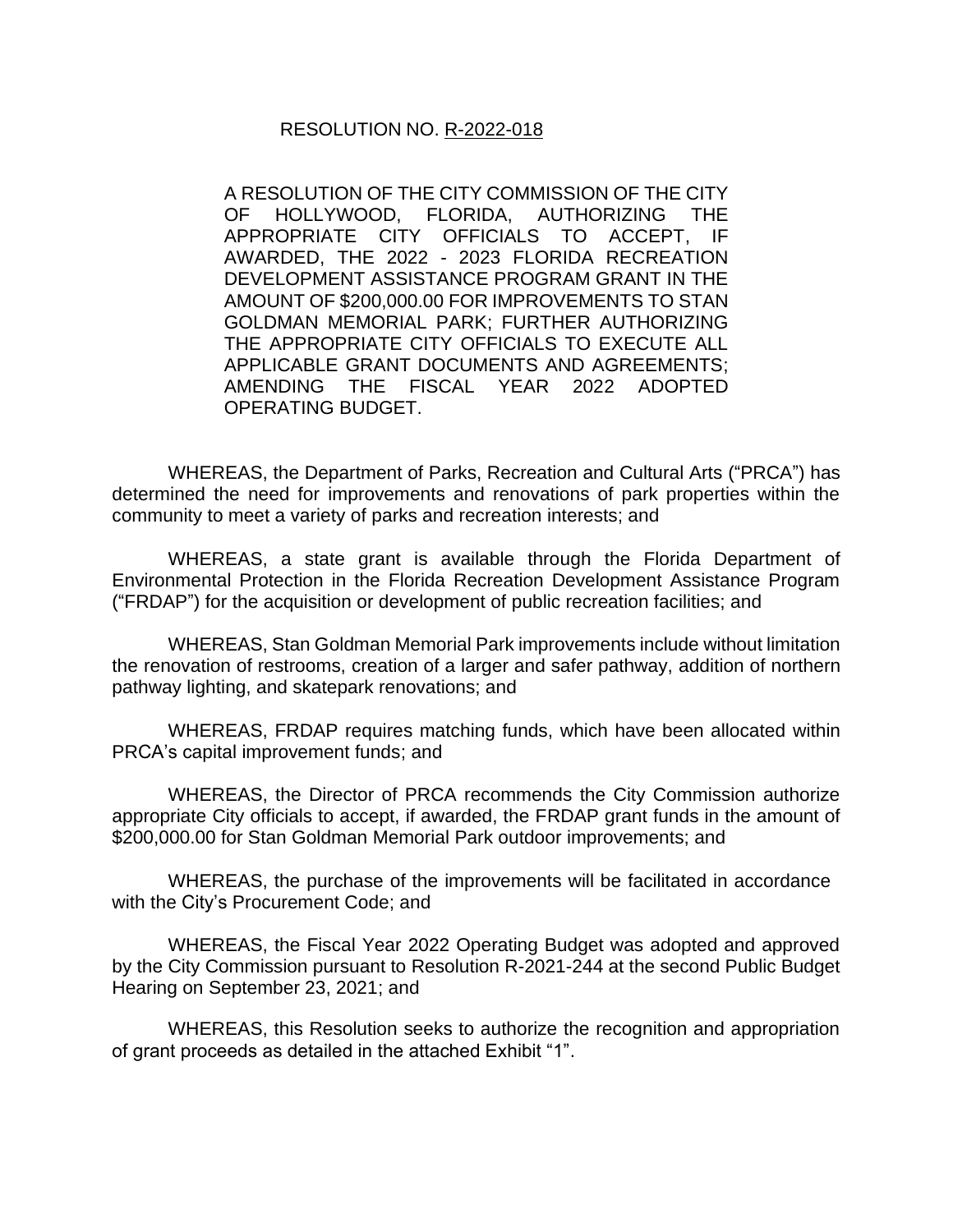RESOLUTION NO. R-2022-018

A RESOLUTION OF THE CITY COMMISSION OF THE CITY OF HOLLYWOOD, FLORIDA, AUTHORIZING THE APPROPRIATE CITY OFFICIALS TO ACCEPT, IF AWARDED, THE 2022 - 2023 FLORIDA RECREATION DEVELOPMENT ASSISTANCE PROGRAM GRANT IN THE AMOUNT OF $200,000.00 FOR IMPROVEMENTS TO STAN GOLDMAN MEMORIAL PARK; FURTHER AUTHORIZING THE APPROPRIATE CITY OFFICIALS TO EXECUTE ALL APPLICABLE GRANT DOCUMENTS AND AGREEMENTS; AMENDING THE FISCAL YEAR 2022 ADOPTED OPERATING BUDGET.

WHEREAS, the Department of Parks, Recreation and Cultural Arts ("PRCA") has determined the need for improvements and renovations of park properties within the community to meet a variety of parks and recreation interests; and

WHEREAS, a state grant is available through the Florida Department of Environmental Protection in the Florida Recreation Development Assistance Program ("FRDAP") for the acquisition or development of public recreation facilities; and

WHEREAS, Stan Goldman Memorial Park improvements include without limitation the renovation of restrooms, creation of a larger and safer pathway, addition of northern pathway lighting, and skatepark renovations; and

WHEREAS, FRDAP requires matching funds, which have been allocated within PRCA's capital improvement funds; and

WHEREAS, the Director of PRCA recommends the City Commission authorize appropriate City officials to accept, if awarded, the FRDAP grant funds in the amount of $200,000.00 for Stan Goldman Memorial Park outdoor improvements; and

WHEREAS, the purchase of the improvements will be facilitated in accordance with the City's Procurement Code; and

WHEREAS, the Fiscal Year 2022 Operating Budget was adopted and approved by the City Commission pursuant to Resolution R-2021-244 at the second Public Budget Hearing on September 23, 2021; and

WHEREAS, this Resolution seeks to authorize the recognition and appropriation of grant proceeds as detailed in the attached Exhibit "1".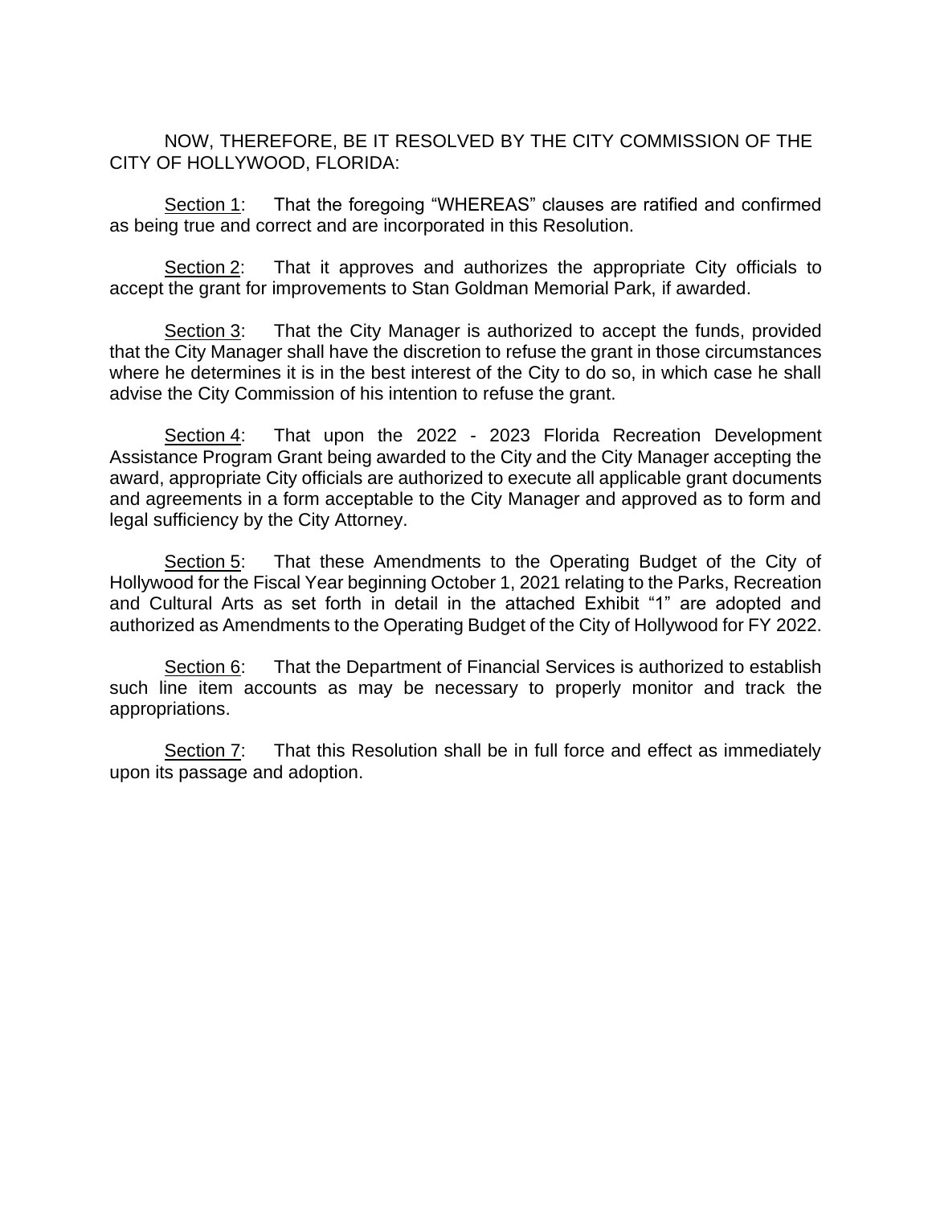NOW, THEREFORE, BE IT RESOLVED BY THE CITY COMMISSION OF THE CITY OF HOLLYWOOD, FLORIDA:

Section 1: That the foregoing “WHEREAS” clauses are ratified and confirmed as being true and correct and are incorporated in this Resolution.

Section 2: That it approves and authorizes the appropriate City officials to accept the grant for improvements to Stan Goldman Memorial Park, if awarded.

Section 3: That the City Manager is authorized to accept the funds, provided that the City Manager shall have the discretion to refuse the grant in those circumstances where he determines it is in the best interest of the City to do so, in which case he shall advise the City Commission of his intention to refuse the grant.

Section 4: That upon the 2022 - 2023 Florida Recreation Development Assistance Program Grant being awarded to the City and the City Manager accepting the award, appropriate City officials are authorized to execute all applicable grant documents and agreements in a form acceptable to the City Manager and approved as to form and legal sufficiency by the City Attorney.

Section 5: That these Amendments to the Operating Budget of the City of Hollywood for the Fiscal Year beginning October 1, 2021 relating to the Parks, Recreation and Cultural Arts as set forth in detail in the attached Exhibit “1” are adopted and authorized as Amendments to the Operating Budget of the City of Hollywood for FY 2022.

Section 6: That the Department of Financial Services is authorized to establish such line item accounts as may be necessary to properly monitor and track the appropriations.

Section 7: That this Resolution shall be in full force and effect as immediately upon its passage and adoption.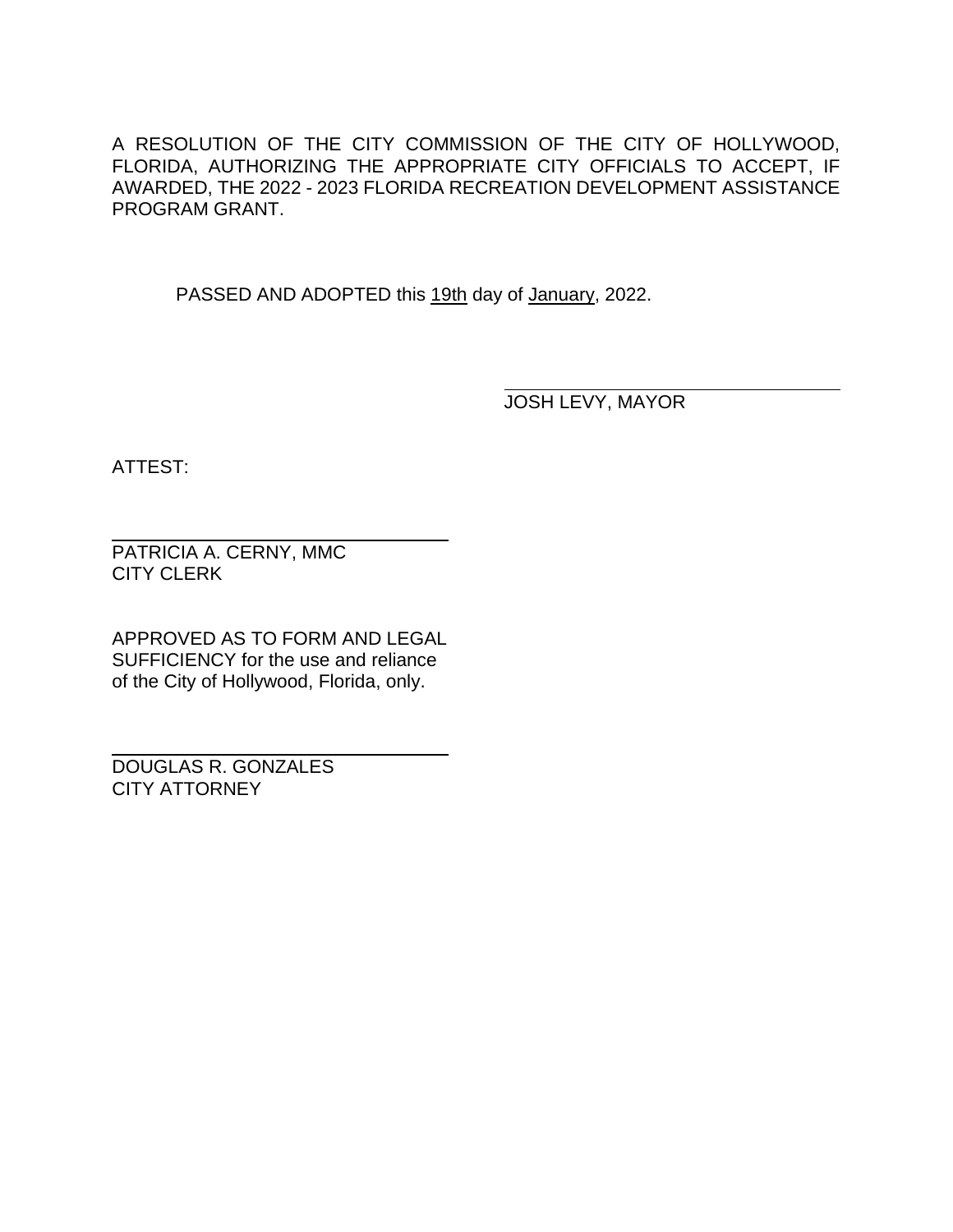A RESOLUTION OF THE CITY COMMISSION OF THE CITY OF HOLLYWOOD, FLORIDA, AUTHORIZING THE APPROPRIATE CITY OFFICIALS TO ACCEPT, IF AWARDED, THE 2022 - 2023 FLORIDA RECREATION DEVELOPMENT ASSISTANCE PROGRAM GRANT.

PASSED AND ADOPTED this 19th day of January, 2022.

JOSH LEVY, MAYOR

ATTEST:

PATRICIA A. CERNY, MMC
CITY CLERK

APPROVED AS TO FORM AND LEGAL SUFFICIENCY for the use and reliance of the City of Hollywood, Florida, only.

DOUGLAS R. GONZALES
CITY ATTORNEY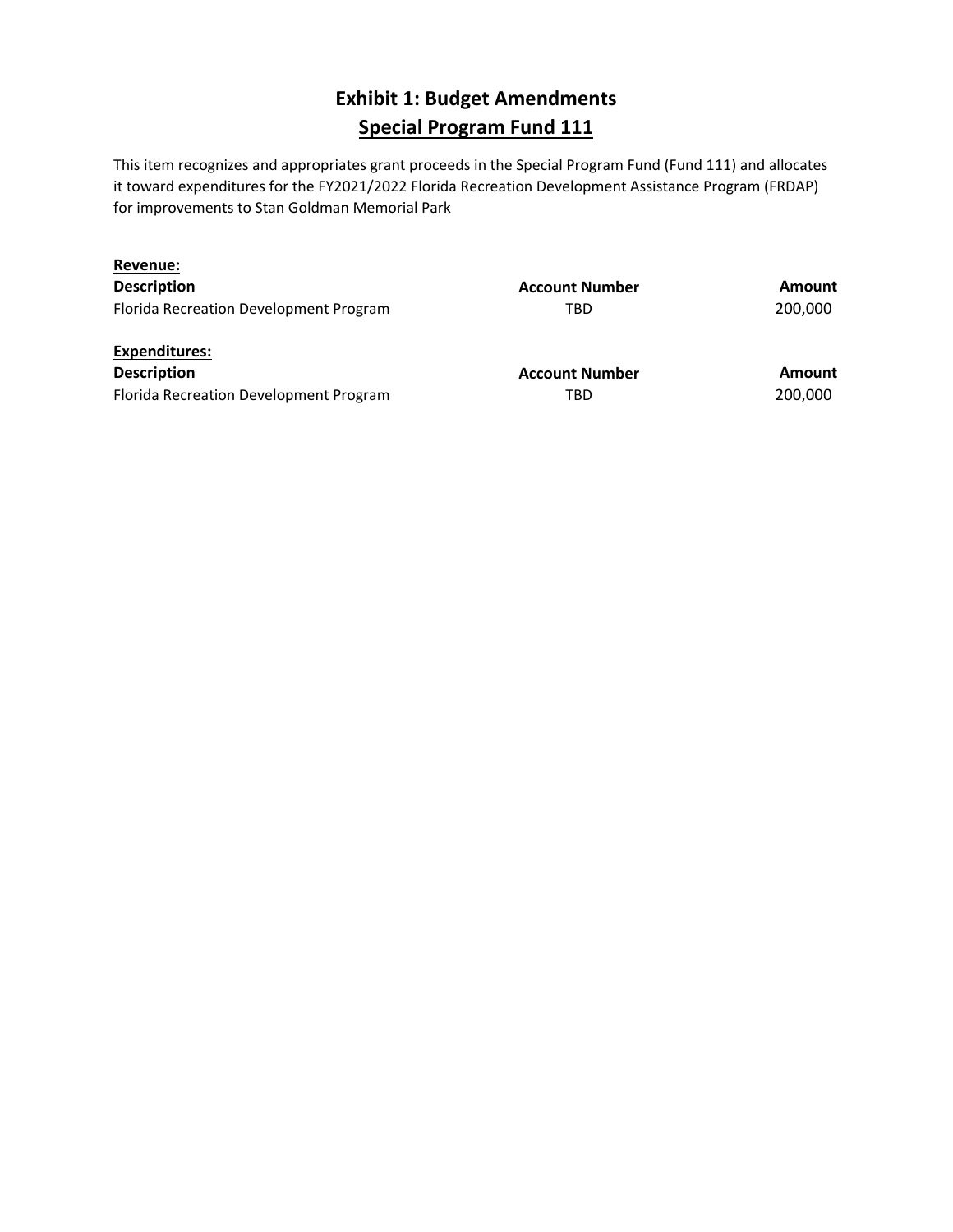# Exhibit 1: Budget Amendments

## Special Program Fund 111

This item recognizes and appropriates grant proceeds in the Special Program Fund (Fund 111) and allocates it toward expenditures for the FY2021/2022 Florida Recreation Development Assistance Program (FRDAP) for improvements to Stan Goldman Memorial Park

**Revenue:**

| Description | Account Number | Amount |
|---|---|---|
| Florida Recreation Development Program | TBD | 200,000 |

**Expenditures:**

| Description | Account Number | Amount |
|---|---|---|
| Florida Recreation Development Program | TBD | 200,000 |